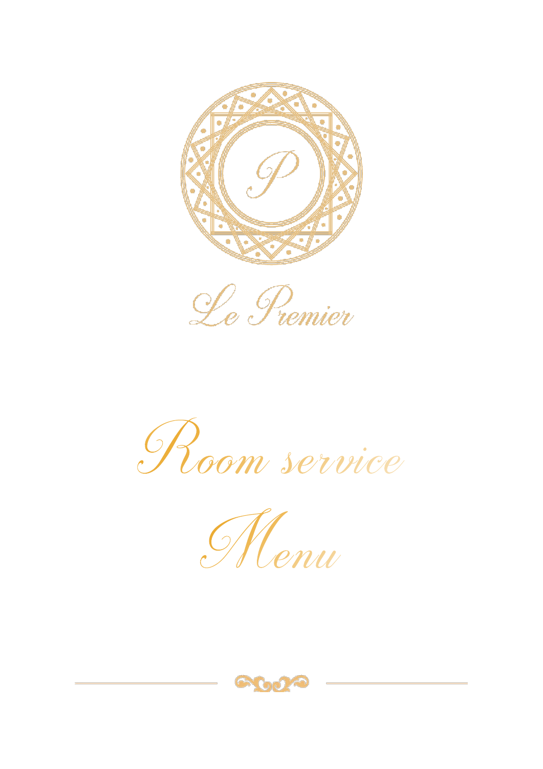# Le Premier

# Room service

# Menu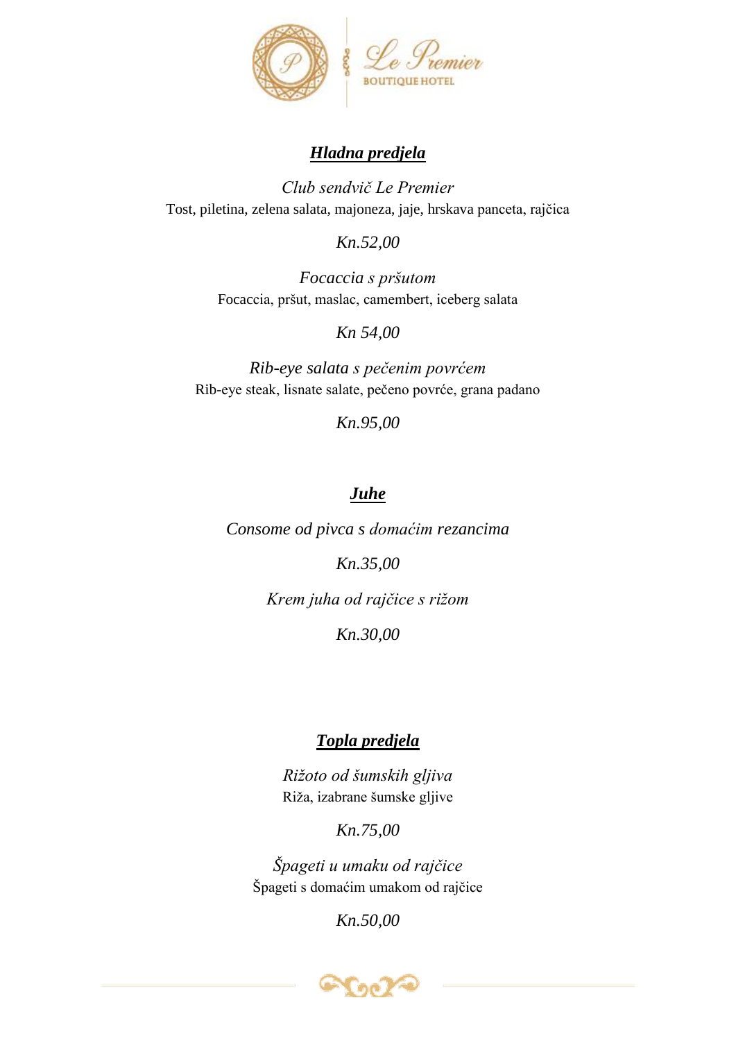## ***Hladna predjela***

*Club sendvič Le Premier*

Tost, piletina, zelena salata, majoneza, jaje, hrskava panceta, rajčica

*Kn.52,00*

*Focaccia s pršutom*

Focaccia, pršut, maslac, camembert, iceberg salata

*Kn 54,00*

*Rib-eye salata s pečenim povrćem*

Rib-eye steak, lisnate salate, pečeno povrće, grana padano

*Kn.95,00*

## ***Juhe***

*Consome od pivca s domaćim rezancima*

*Kn.35,00*

*Krem juha od rajčice s rižom*

*Kn.30,00*

## ***Topla predjela***

*Rižoto od šumskih gljiva*

Riža, izabrane šumske gljive

*Kn.75,00*

*Špageti u umaku od rajčice*

Špageti s domaćim umakom od rajčice

*Kn.50,00*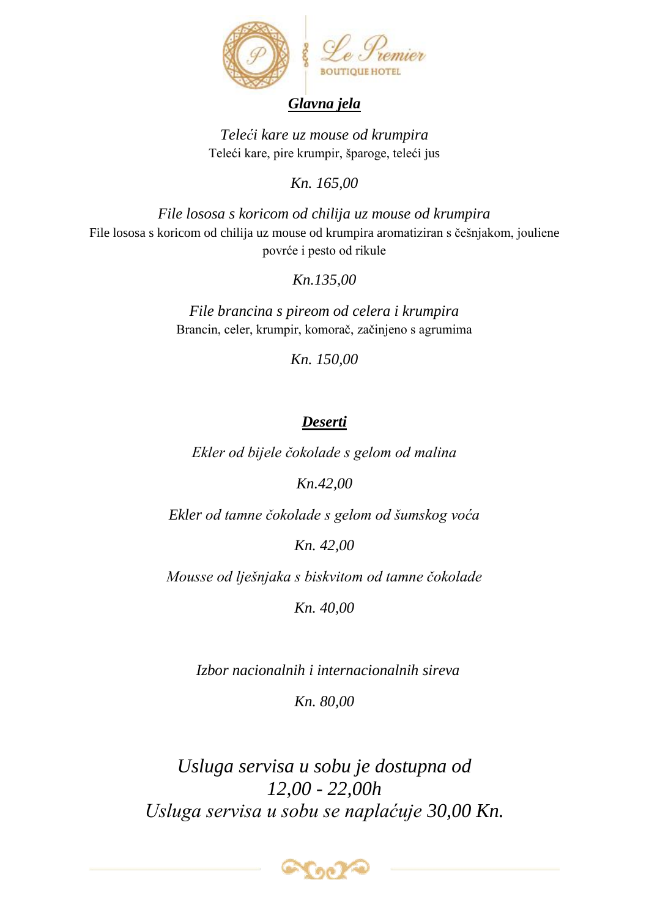Le Premier
BOUTIQUE HOTEL

## ***Glavna jela***

*Teleći kare uz mouse od krumpira*
Teleći kare, pire krumpir, šparoge, teleći jus

*Kn. 165,00*

*File lososa s koricom od chilija uz mouse od krumpira*
File lososa s koricom od chilija uz mouse od krumpira aromatiziran s češnjakom, jouliene povrće i pesto od rikule

*Kn.135,00*

*File brancina s pireom od celera i krumpira*
Brancin, celer, krumpir, komorač, začinjeno s agrumima

*Kn. 150,00*

## ***Deserti***

*Ekler od bijele čokolade s gelom od malina*

*Kn.42,00*

*Ekler od tamne čokolade s gelom od šumskog voća*

*Kn. 42,00*

*Mousse od lješnjaka s biskvitom od tamne čokolade*

*Kn. 40,00*

*Izbor nacionalnih i internacionalnih sireva*

*Kn. 80,00*

*Usluga servisa u sobu je dostupna od 12,00 - 22,00h*
*Usluga servisa u sobu se naplaćuje 30,00 Kn.*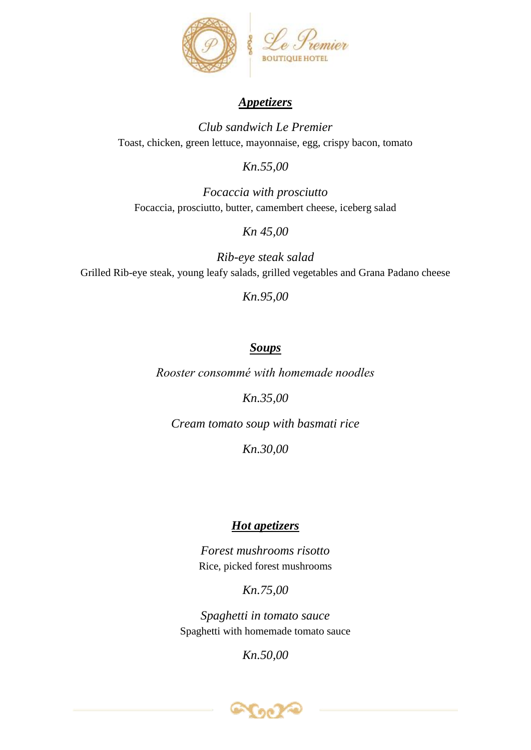Le Premier
BOUTIQUE HOTEL

## ***Appetizers***

*Club sandwich Le Premier*
Toast, chicken, green lettuce, mayonnaise, egg, crispy bacon, tomato

*Kn.55,00*

*Focaccia with prosciutto*
Focaccia, prosciutto, butter, camembert cheese, iceberg salad

*Kn 45,00*

*Rib-eye steak salad*
Grilled Rib-eye steak, young leafy salads, grilled vegetables and Grana Padano cheese

*Kn.95,00*

## ***Soups***

*Rooster consommé with homemade noodles*

*Kn.35,00*

*Cream tomato soup with basmati rice*

*Kn.30,00*

## ***Hot apetizers***

*Forest mushrooms risotto*
Rice, picked forest mushrooms

*Kn.75,00*

*Spaghetti in tomato sauce*
Spaghetti with homemade tomato sauce

*Kn.50,00*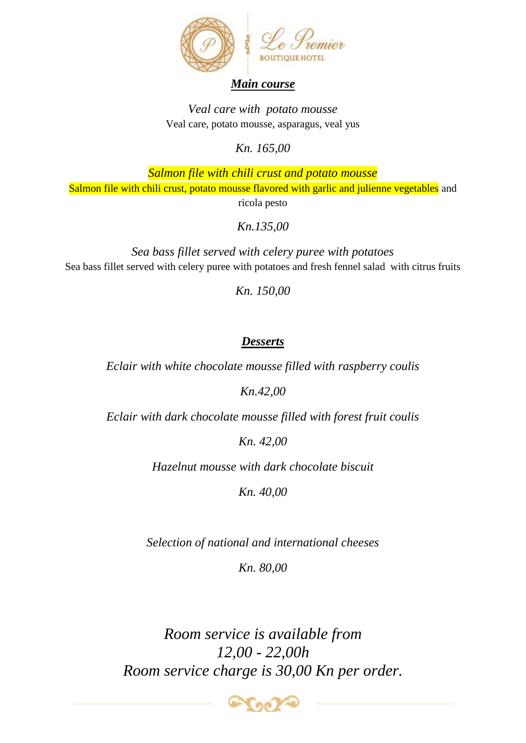## ***Main course***

*Veal care with potato mousse*

Veal care, potato mousse, asparagus, veal yus

*Kn. 165,00*

*Salmon file with chili crust and potato mousse*

Salmon file with chili crust, potato mousse flavored with garlic and julienne vegetables and ricola pesto

*Kn.135,00*

*Sea bass fillet served with celery puree with potatoes*

Sea bass fillet served with celery puree with potatoes and fresh fennel salad with citrus fruits

*Kn. 150,00*

## ***Desserts***

*Eclair with white chocolate mousse filled with raspberry coulis*

*Kn.42,00*

*Eclair with dark chocolate mousse filled with forest fruit coulis*

*Kn. 42,00*

*Hazelnut mousse with dark chocolate biscuit*

*Kn. 40,00*

*Selection of national and international cheeses*

*Kn. 80,00*

*Room service is available from*
*12,00 - 22,00h*
*Room service charge is 30,00 Kn per order.*